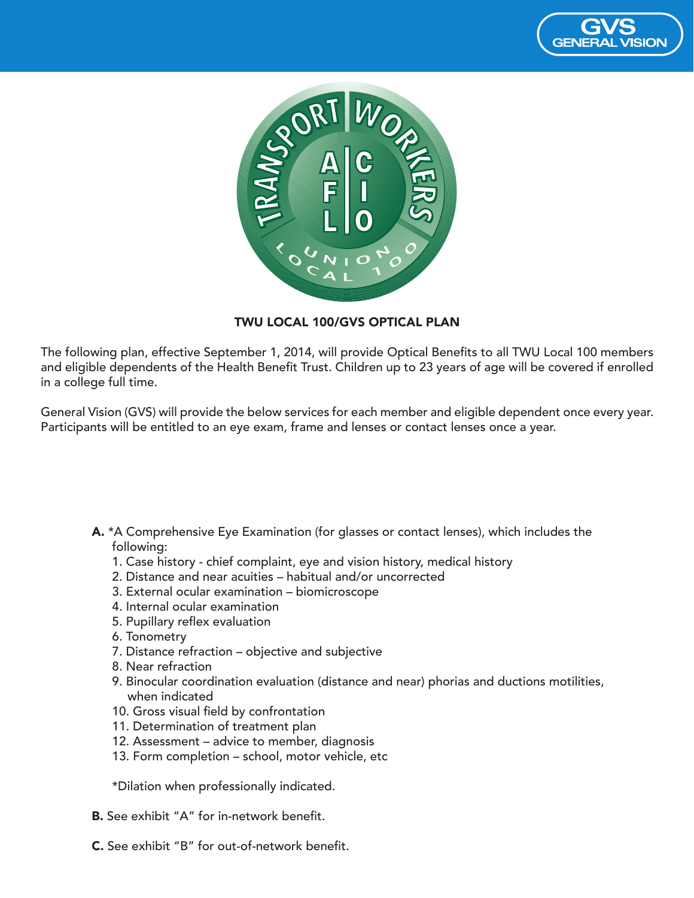# TWU LOCAL 100/GVS OPTICAL PLAN

The following plan, effective September 1, 2014, will provide Optical Benefits to all TWU Local 100 members and eligible dependents of the Health Benefit Trust. Children up to 23 years of age will be covered if enrolled in a college full time.

General Vision (GVS) will provide the below services for each member and eligible dependent once every year. Participants will be entitled to an eye exam, frame and lenses or contact lenses once a year.

**A.** *A Comprehensive Eye Examination (for glasses or contact lenses), which includes the following:

1. Case history - chief complaint, eye and vision history, medical history
2. Distance and near acuities – habitual and/or uncorrected
3. External ocular examination – biomicroscope
4. Internal ocular examination
5. Pupillary reflex evaluation
6. Tonometry
7. Distance refraction – objective and subjective
8. Near refraction
9. Binocular coordination evaluation (distance and near) phorias and ductions motilities, when indicated
10. Gross visual field by confrontation
11. Determination of treatment plan
12. Assessment – advice to member, diagnosis
13. Form completion – school, motor vehicle, etc

*Dilation when professionally indicated.

**B.** See exhibit "A" for in-network benefit.

**C.** See exhibit "B" for out-of-network benefit.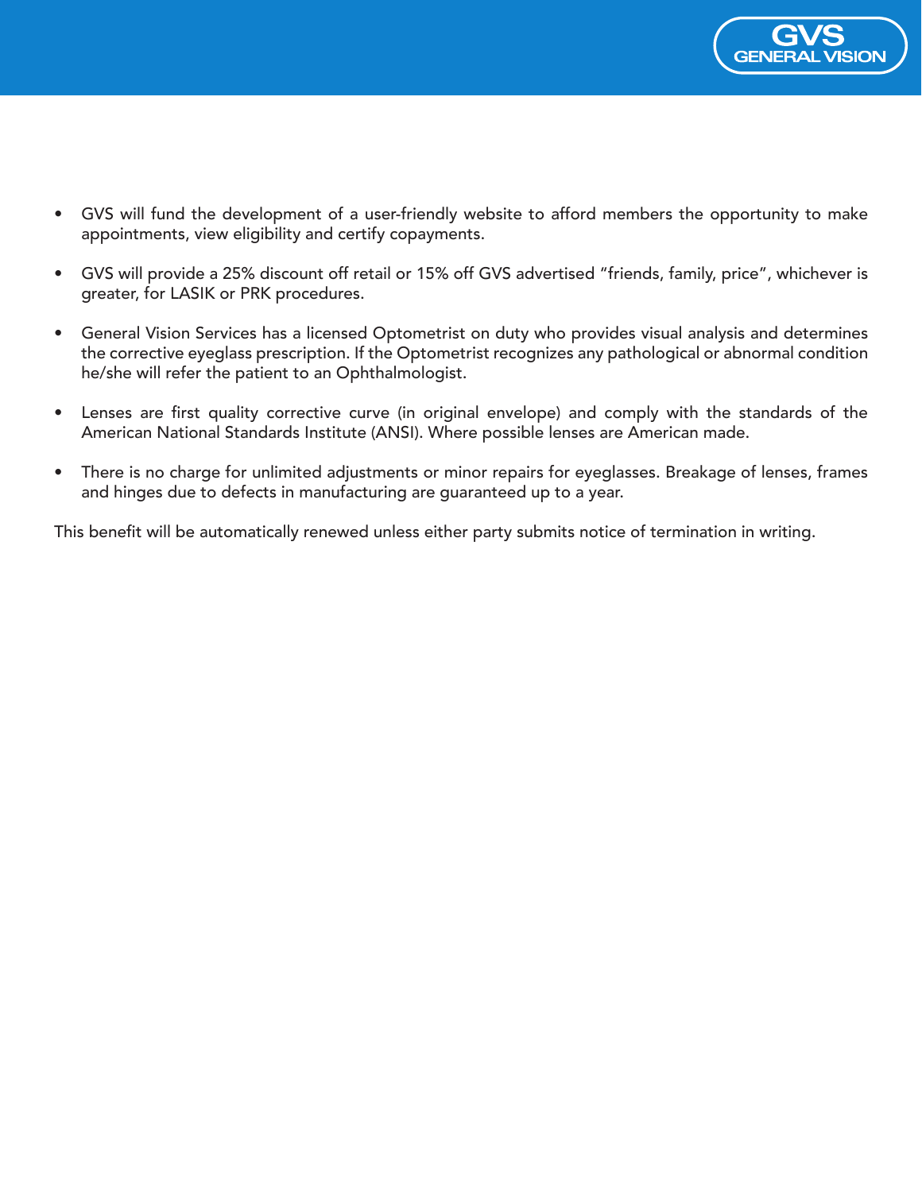- GVS will fund the development of a user-friendly website to afford members the opportunity to make appointments, view eligibility and certify copayments.

- GVS will provide a 25% discount off retail or 15% off GVS advertised "friends, family, price", whichever is greater, for LASIK or PRK procedures.

- General Vision Services has a licensed Optometrist on duty who provides visual analysis and determines the corrective eyeglass prescription. If the Optometrist recognizes any pathological or abnormal condition he/she will refer the patient to an Ophthalmologist.

- Lenses are first quality corrective curve (in original envelope) and comply with the standards of the American National Standards Institute (ANSI). Where possible lenses are American made.

- There is no charge for unlimited adjustments or minor repairs for eyeglasses. Breakage of lenses, frames and hinges due to defects in manufacturing are guaranteed up to a year.

This benefit will be automatically renewed unless either party submits notice of termination in writing.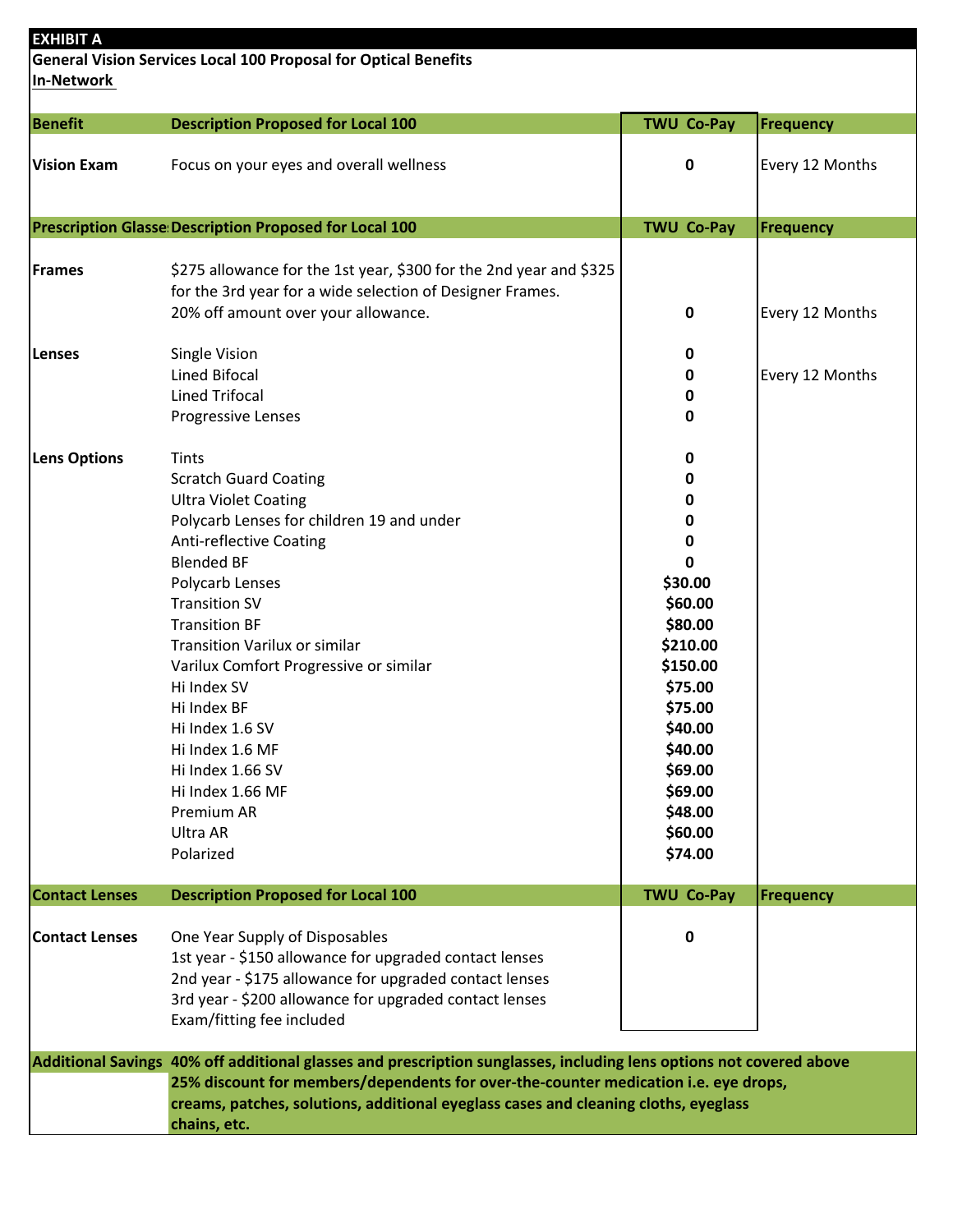**EXHIBIT A**

**General Vision Services Local 100 Proposal for Optical Benefits**

**In-Network**

| Benefit | Description Proposed for Local 100 | TWU Co-Pay | Frequency |
|---|---|---|---|
| **Vision Exam** | Focus on your eyes and overall wellness | **0** | Every 12 Months |
| **Prescription Glasses** | **Description Proposed for Local 100** | **TWU Co-Pay** | **Frequency** |
| **Frames** | $275 allowance for the 1st year, $300 for the 2nd year and $325 for the 3rd year for a wide selection of Designer Frames. 20% off amount over your allowance. | **0** | Every 12 Months |
| **Lenses** | Single Vision | **0** | |
| | Lined Bifocal | **0** | Every 12 Months |
| | Lined Trifocal | **0** | |
| | Progressive Lenses | **0** | |
| **Lens Options** | Tints | **0** | |
| | Scratch Guard Coating | **0** | |
| | Ultra Violet Coating | **0** | |
| | Polycarb Lenses for children 19 and under | **0** | |
| | Anti-reflective Coating | **0** | |
| | Blended BF | **0** | |
| | Polycarb Lenses | **$30.00** | |
| | Transition SV | **$60.00** | |
| | Transition BF | **$80.00** | |
| | Transition Varilux or similar | **$210.00** | |
| | Varilux Comfort Progressive or similar | **$150.00** | |
| | Hi Index SV | **$75.00** | |
| | Hi Index BF | **$75.00** | |
| | Hi Index 1.6 SV | **$40.00** | |
| | Hi Index 1.6 MF | **$40.00** | |
| | Hi Index 1.66 SV | **$69.00** | |
| | Hi Index 1.66 MF | **$69.00** | |
| | Premium AR | **$48.00** | |
| | Ultra AR | **$60.00** | |
| | Polarized | **$74.00** | |
| **Contact Lenses** | **Description Proposed for Local 100** | **TWU Co-Pay** | **Frequency** |
| **Contact Lenses** | One Year Supply of Disposables<br>1st year - $150 allowance for upgraded contact lenses<br>2nd year - $175 allowance for upgraded contact lenses<br>3rd year - $200 allowance for upgraded contact lenses<br>Exam/fitting fee included | **0** | |
| **Additional Savings** | **40% off additional glasses and prescription sunglasses, including lens options not covered above**<br>**25% discount for members/dependents for over-the-counter medication i.e. eye drops, creams, patches, solutions, additional eyeglass cases and cleaning cloths, eyeglass chains, etc.** | | |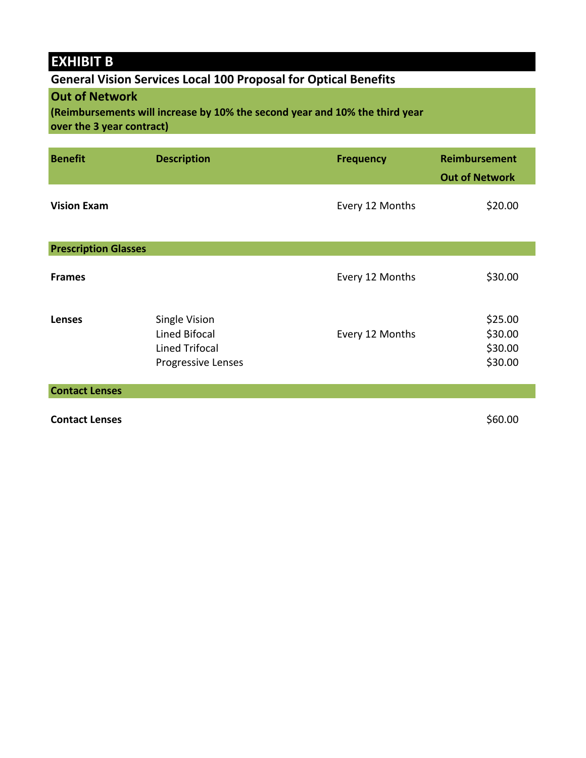# EXHIBIT B

## General Vision Services Local 100 Proposal for Optical Benefits

### Out of Network

**(Reimbursements will increase by 10% the second year and 10% the third year over the 3 year contract)**

| Benefit | Description | Frequency | Reimbursement Out of Network |
|---|---|---|---|
| **Vision Exam** | | Every 12 Months | $20.00 |
| **Prescription Glasses** | | | |
| **Frames** | | Every 12 Months | $30.00 |
| **Lenses** | Single Vision | Every 12 Months | $25.00 |
| | Lined Bifocal | | $30.00 |
| | Lined Trifocal | | $30.00 |
| | Progressive Lenses | | $30.00 |
| **Contact Lenses** | | | |
| **Contact Lenses** | | | $60.00 |